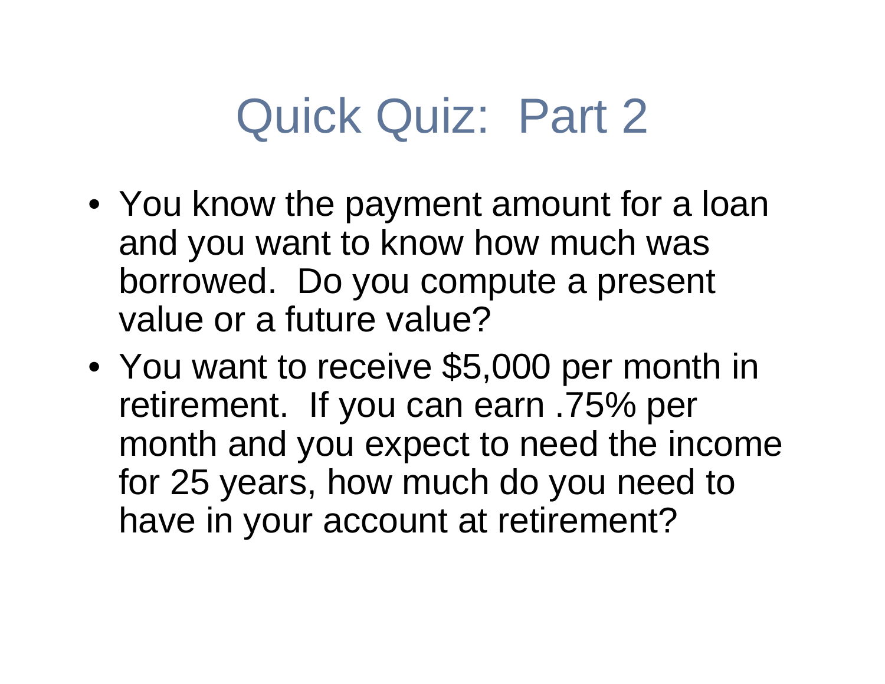# Quick Quiz: Part 2

- You know the payment amount for a loan and you want to know how much was borrowed. Do you compute a present value or a future value?
- You want to receive $5,000 per month in retirement. If you can earn .75% per month and you expect to need the income for 25 years, how much do you need to have in your account at retirement?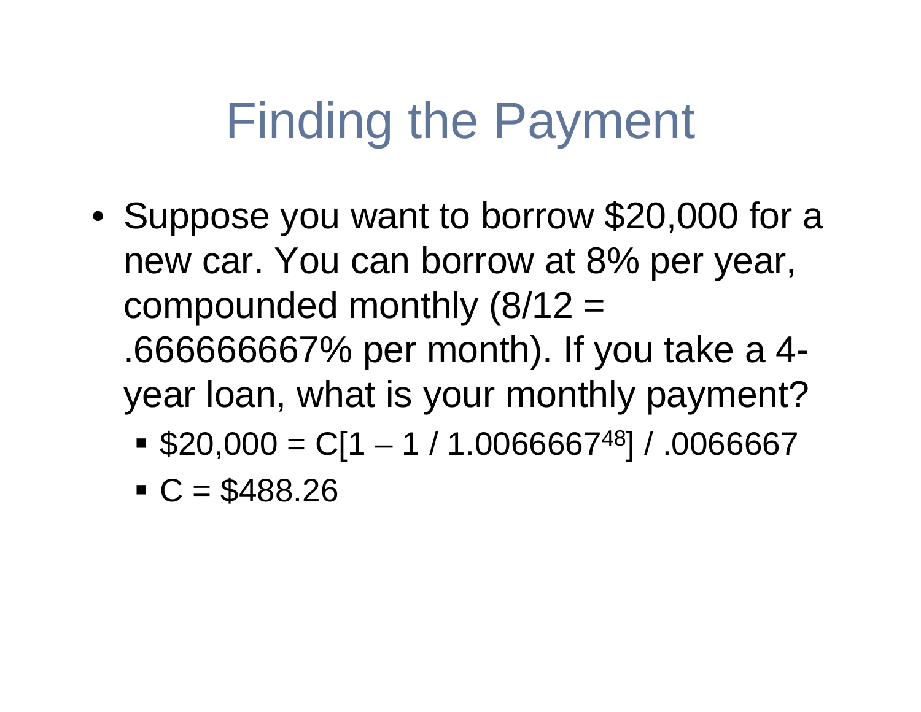# Finding the Payment

- Suppose you want to borrow $20,000 for a new car. You can borrow at 8% per year, compounded monthly (8/12 = .666666667% per month). If you take a 4-year loan, what is your monthly payment?
  - $\$20{,}000 = C[1 - 1 / 1.0066667^{48}] / .0066667$
  - C = $488.26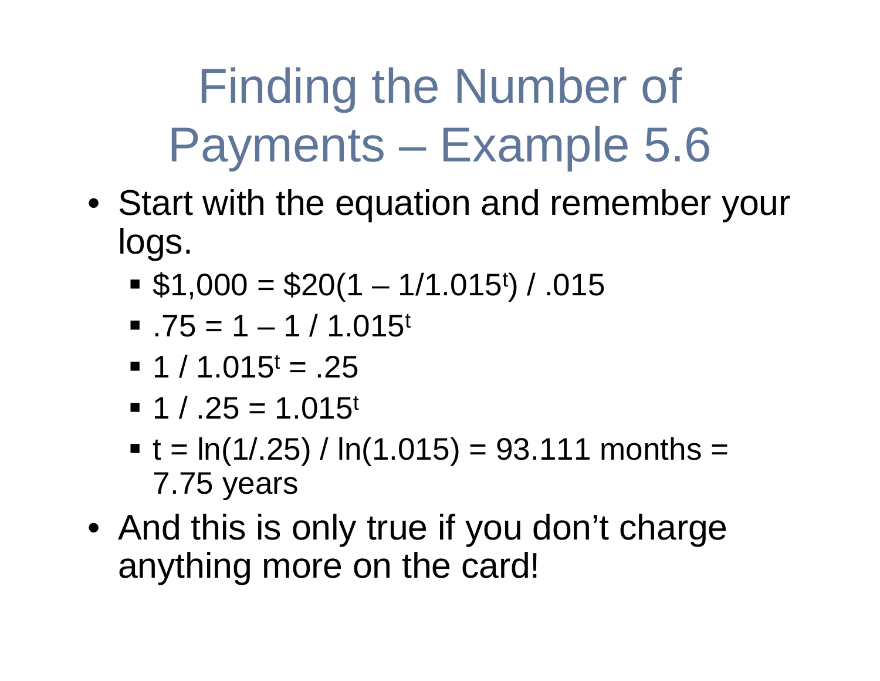# Finding the Number of Payments – Example 5.6

- Start with the equation and remember your logs.
  - $\$1,000 = \$20(1 – 1/1.015^t) / .015$
  - $.75 = 1 – 1 / 1.015^t$
  - $1 / 1.015^t = .25$
  - $1 / .25 = 1.015^t$
  - $t = \ln(1/.25) / \ln(1.015) = 93.111$ months = 7.75 years
- And this is only true if you don't charge anything more on the card!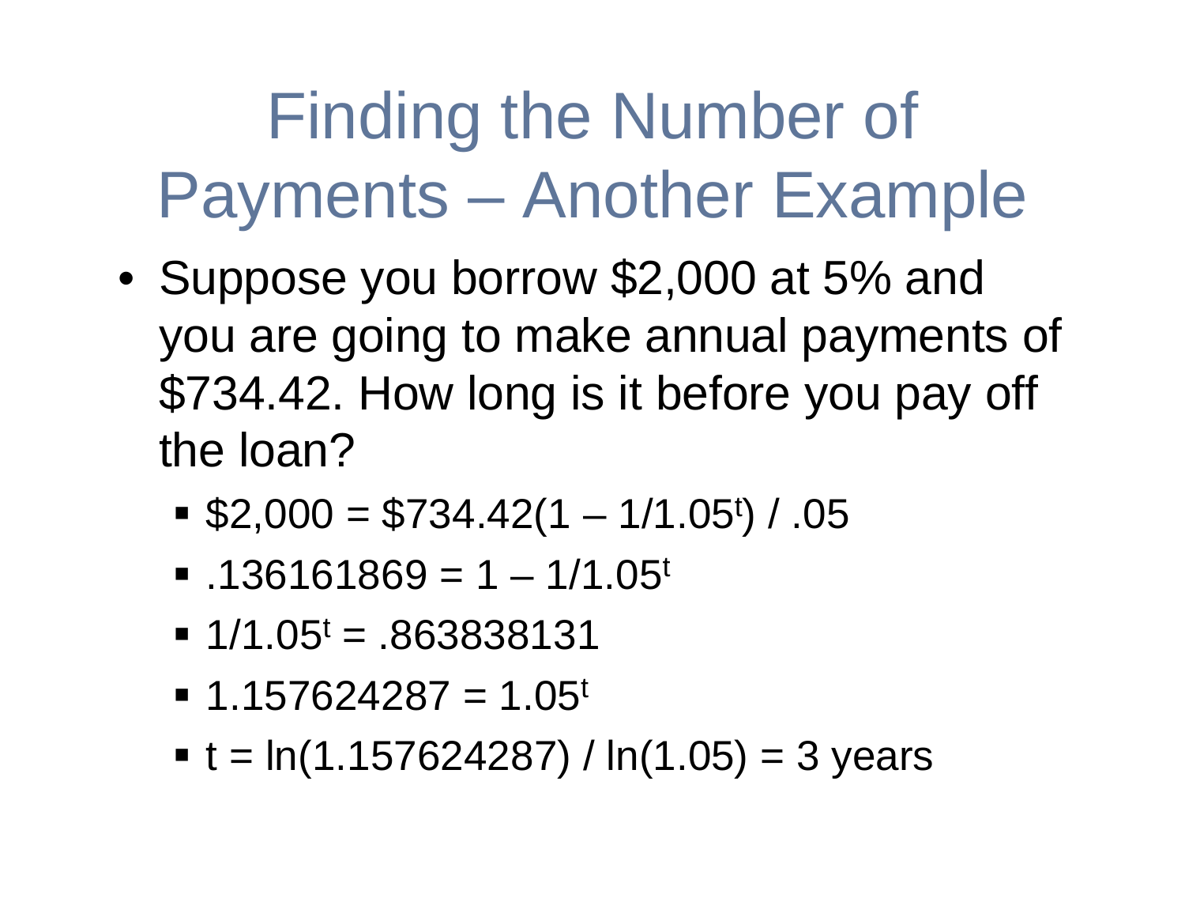# Finding the Number of Payments – Another Example

- Suppose you borrow \$2,000 at 5% and you are going to make annual payments of \$734.42. How long is it before you pay off the loan?
  - $\$2{,}000 = \$734.42(1 - 1/1.05^t) / .05$
  - $.136161869 = 1 - 1/1.05^t$
  - $1/1.05^t = .863838131$
  - $1.157624287 = 1.05^t$
  - $t = \ln(1.157624287) / \ln(1.05) = 3$ years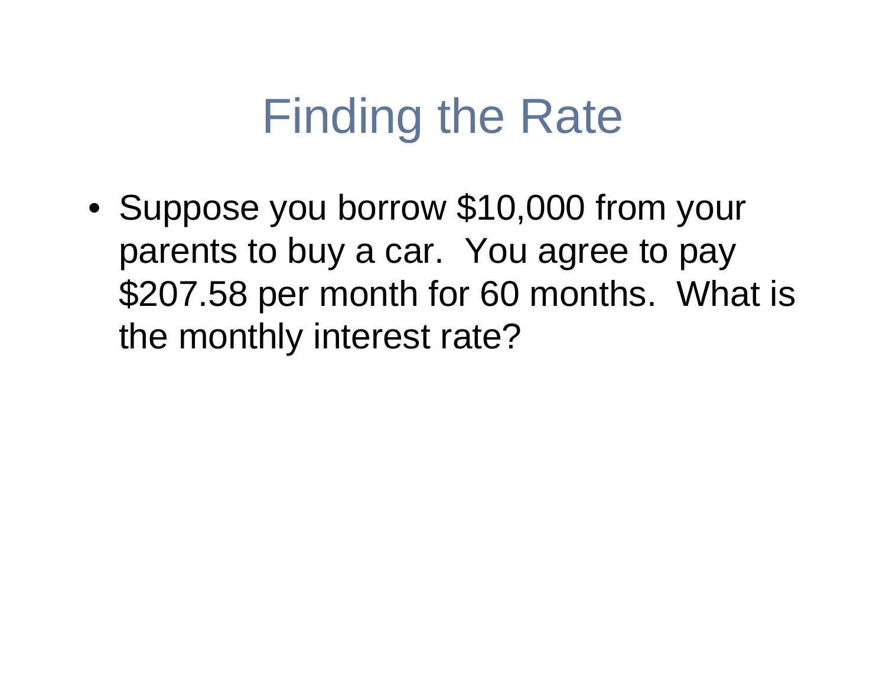# Finding the Rate

- Suppose you borrow $10,000 from your parents to buy a car. You agree to pay $207.58 per month for 60 months. What is the monthly interest rate?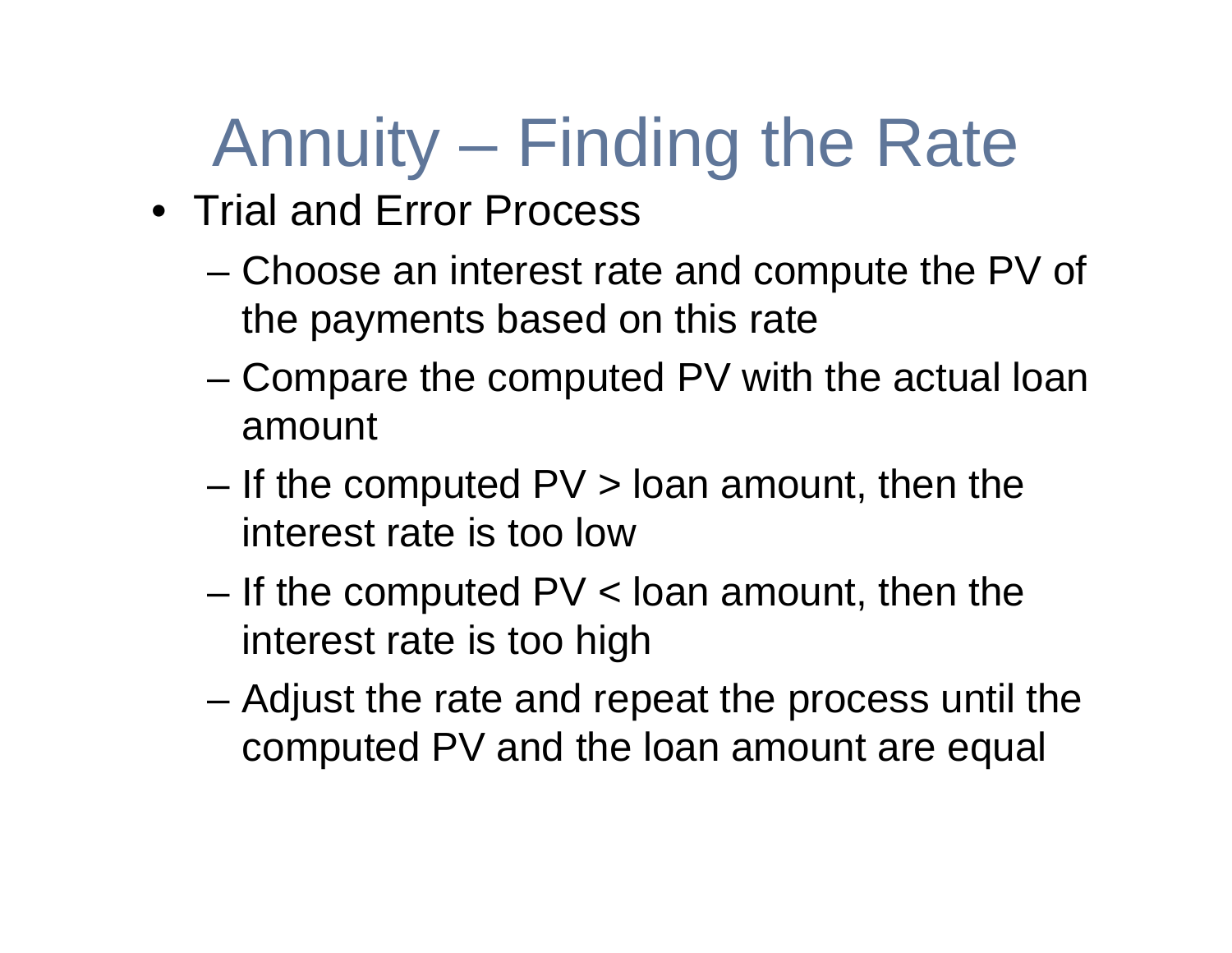# Annuity – Finding the Rate

- Trial and Error Process
  - Choose an interest rate and compute the PV of the payments based on this rate
  - Compare the computed PV with the actual loan amount
  - If the computed PV > loan amount, then the interest rate is too low
  - If the computed PV < loan amount, then the interest rate is too high
  - Adjust the rate and repeat the process until the computed PV and the loan amount are equal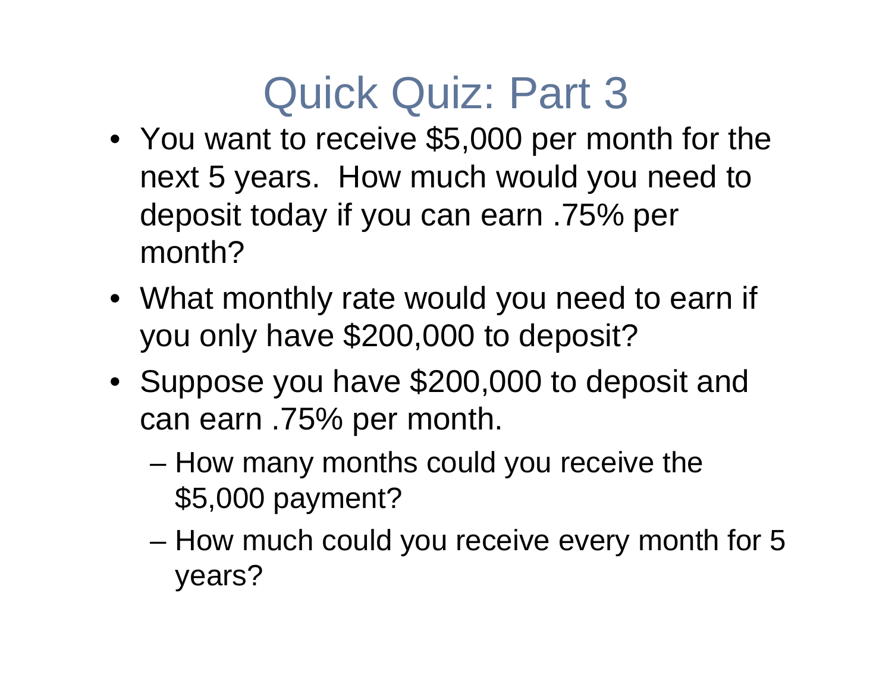# Quick Quiz: Part 3

- You want to receive $5,000 per month for the next 5 years. How much would you need to deposit today if you can earn .75% per month?
- What monthly rate would you need to earn if you only have $200,000 to deposit?
- Suppose you have $200,000 to deposit and can earn .75% per month.
  - How many months could you receive the $5,000 payment?
  - How much could you receive every month for 5 years?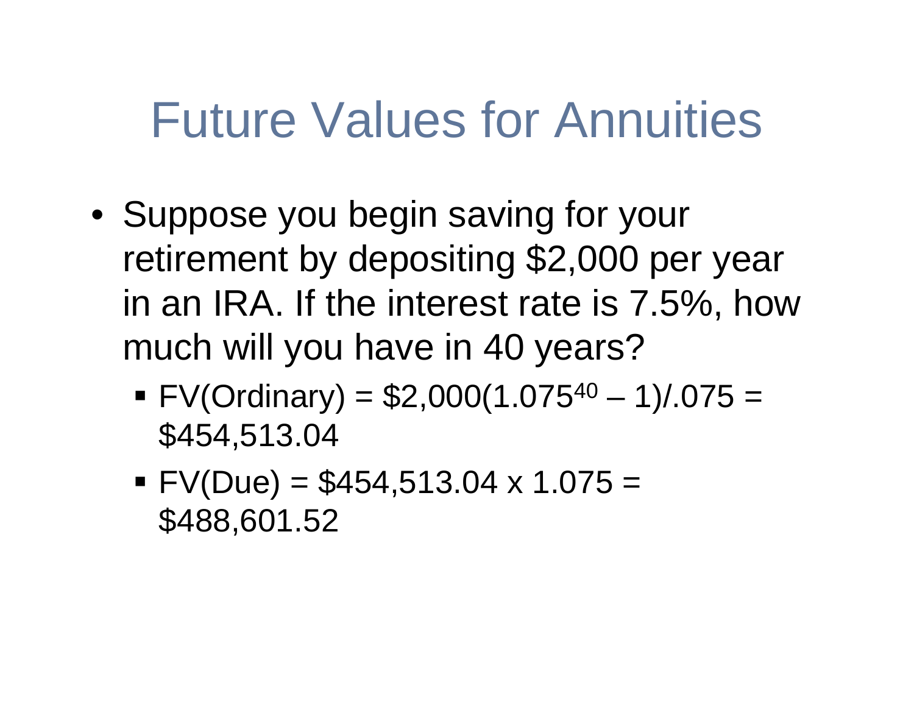# Future Values for Annuities

- Suppose you begin saving for your retirement by depositing \$2,000 per year in an IRA. If the interest rate is 7.5%, how much will you have in 40 years?
  - FV(Ordinary) = $\$2{,}000(1.075^{40} – 1)/.075$ = \$454,513.04
  - FV(Due) = \$454,513.04 x 1.075 = \$488,601.52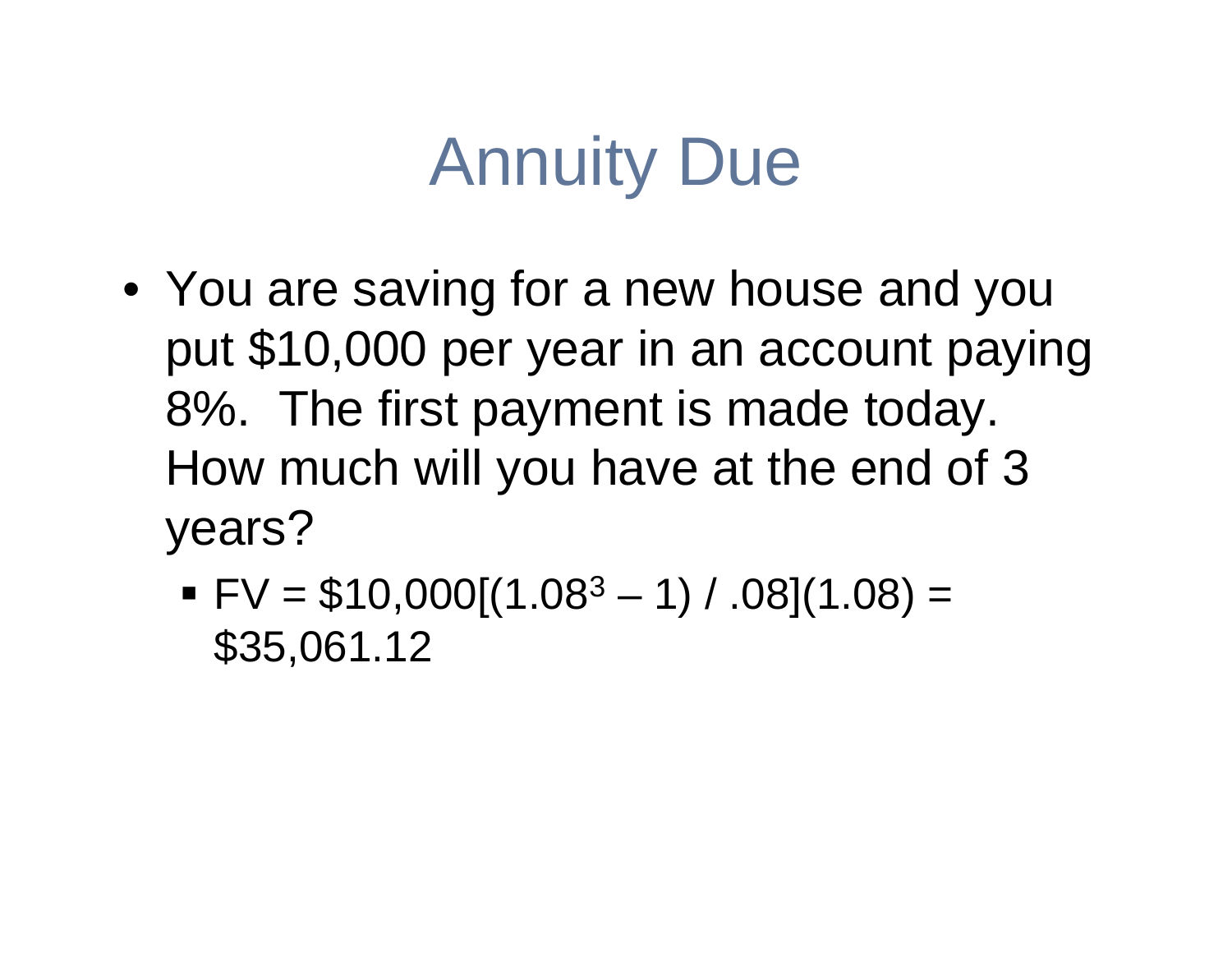# Annuity Due

- You are saving for a new house and you put \$10,000 per year in an account paying 8%. The first payment is made today. How much will you have at the end of 3 years?
  - $FV = \$10,000[(1.08^3 – 1) / .08](1.08) = \$35,061.12$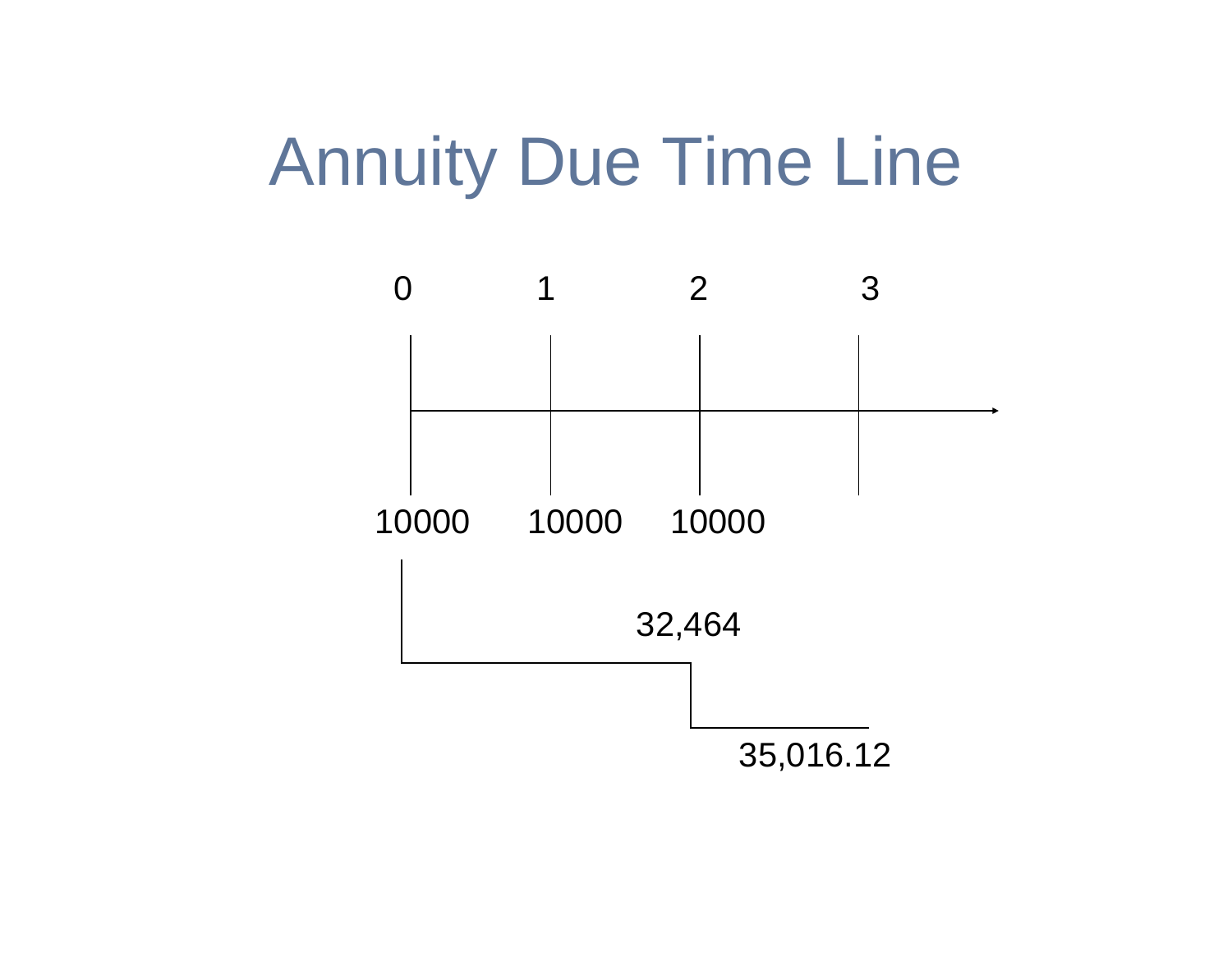# Annuity Due Time Line

| 0 | 1 | 2 | 3 |
|---|---|---|---|
| 10000 | 10000 | 10000 | |

32,464

35,016.12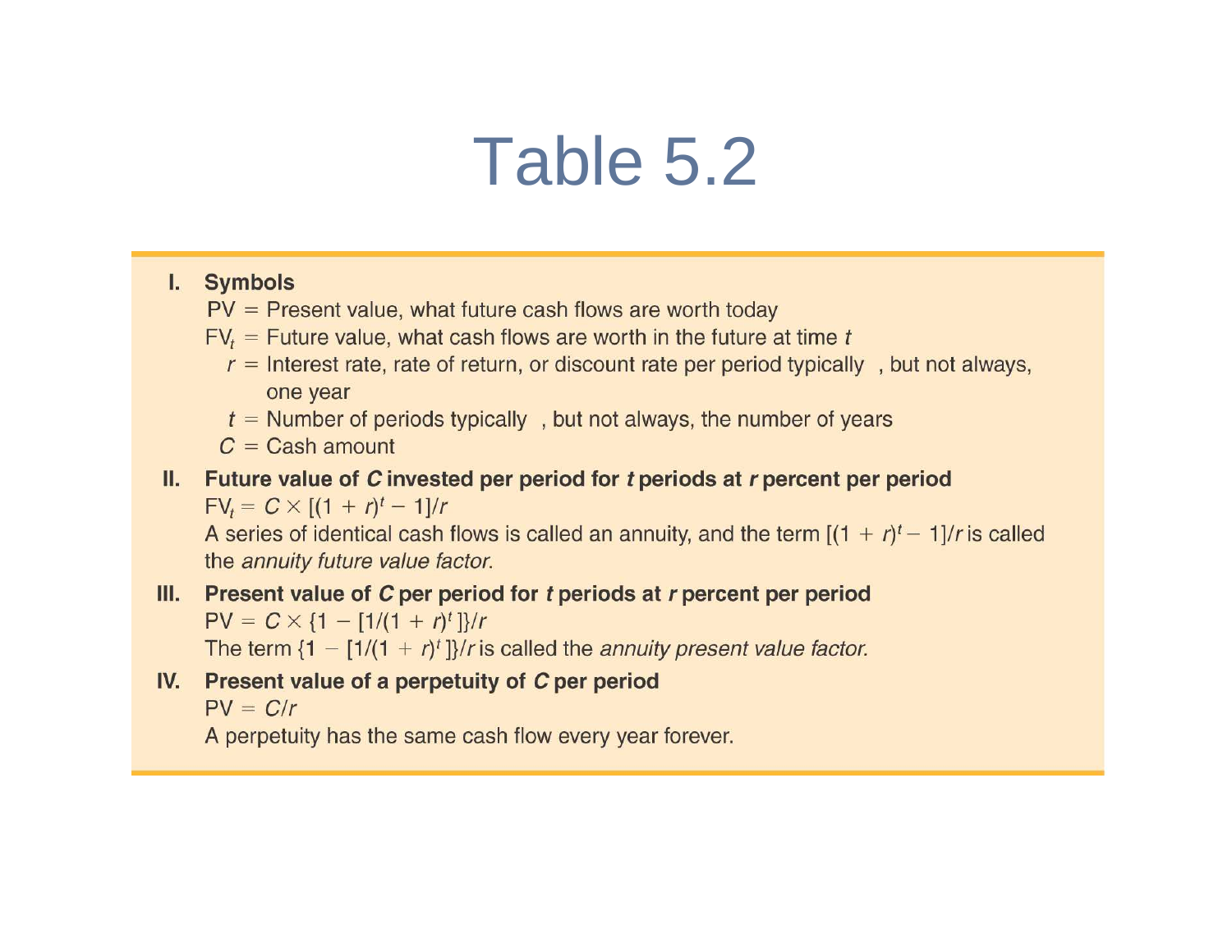# Table 5.2

**I. Symbols**

PV = Present value, what future cash flows are worth today

$FV_t$ = Future value, what cash flows are worth in the future at time $t$

$r$ = Interest rate, rate of return, or discount rate per period typically , but not always, one year

$t$ = Number of periods typically , but not always, the number of years

$C$ = Cash amount

**II. Future value of *C* invested per period for *t* periods at *r* percent per period**

$FV_t = C \times [(1 + r)^t - 1]/r$

A series of identical cash flows is called an annuity, and the term $[(1 + r)^t - 1]/r$ is called the *annuity future value factor*.

**III. Present value of *C* per period for *t* periods at *r* percent per period**

$PV = C \times \{1 - [1/(1 + r)^t]\}/r$

The term $\{1 - [1/(1 + r)^t]\}/r$ is called the *annuity present value factor.*

**IV. Present value of a perpetuity of *C* per period**

$PV = C/r$

A perpetuity has the same cash flow every year forever.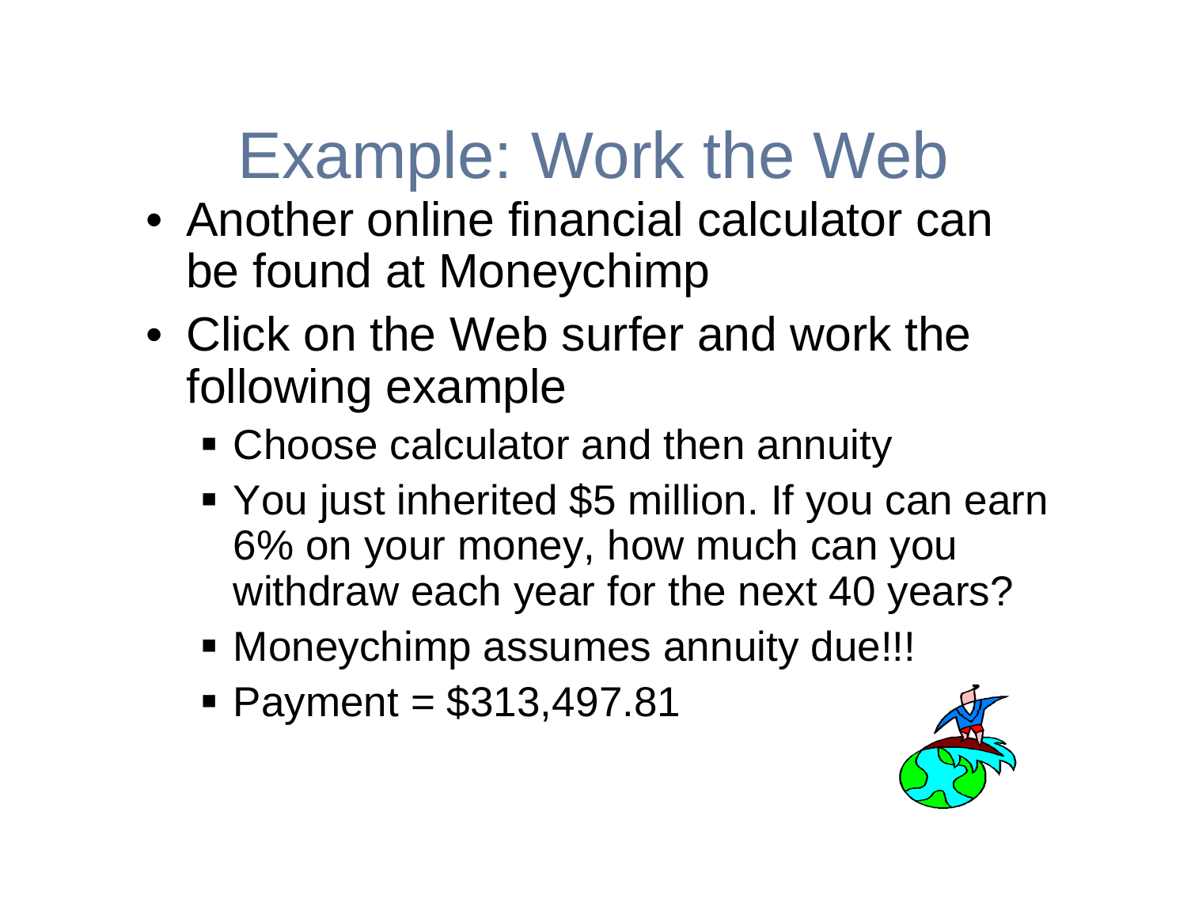# Example: Work the Web

- Another online financial calculator can be found at Moneychimp
- Click on the Web surfer and work the following example
  - Choose calculator and then annuity
  - You just inherited $5 million. If you can earn 6% on your money, how much can you withdraw each year for the next 40 years?
  - Moneychimp assumes annuity due!!!
  - Payment = $313,497.81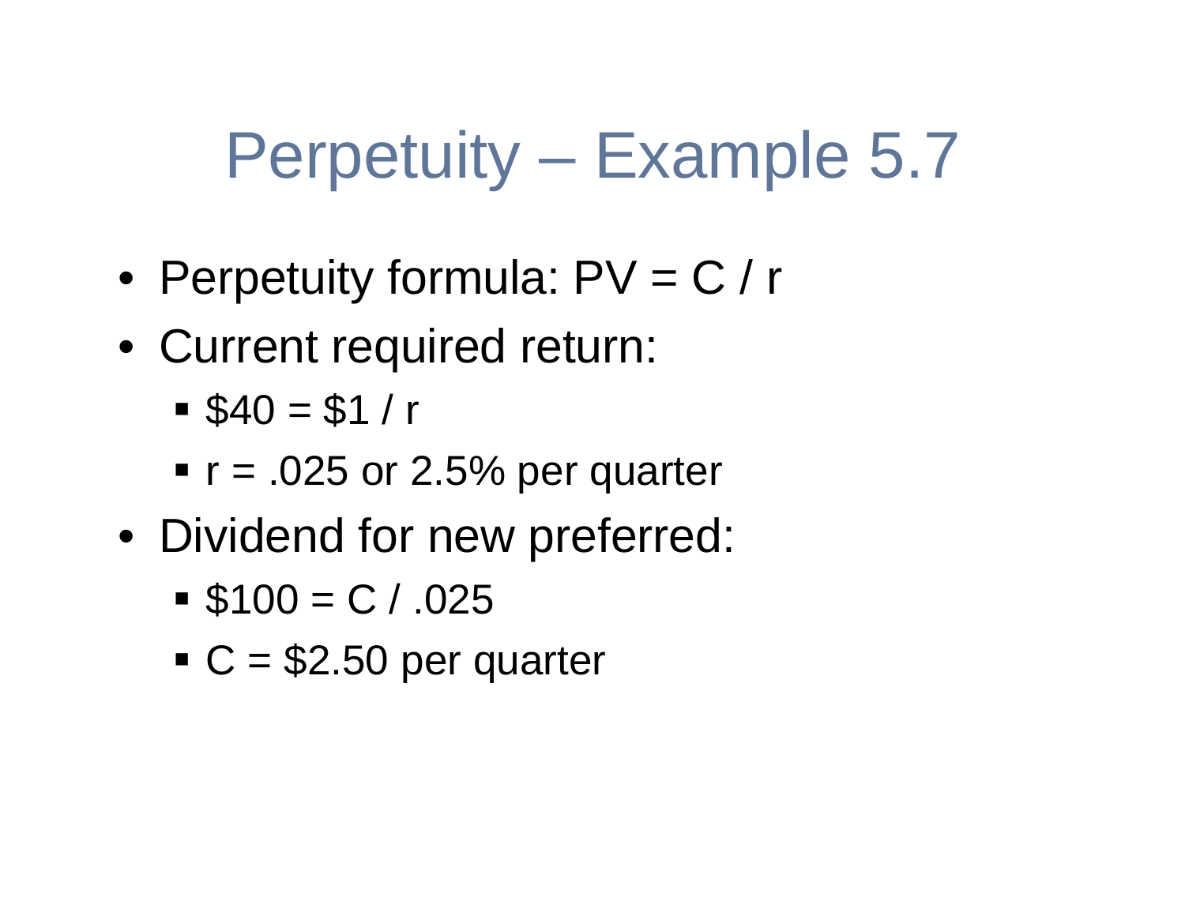# Perpetuity – Example 5.7

- Perpetuity formula: $PV = C / r$
- Current required return:
  - $\$40 = \$1 / r$
  - $r = .025$ or 2.5% per quarter
- Dividend for new preferred:
  - $\$100 = C / .025$
  - $C = \$2.50$ per quarter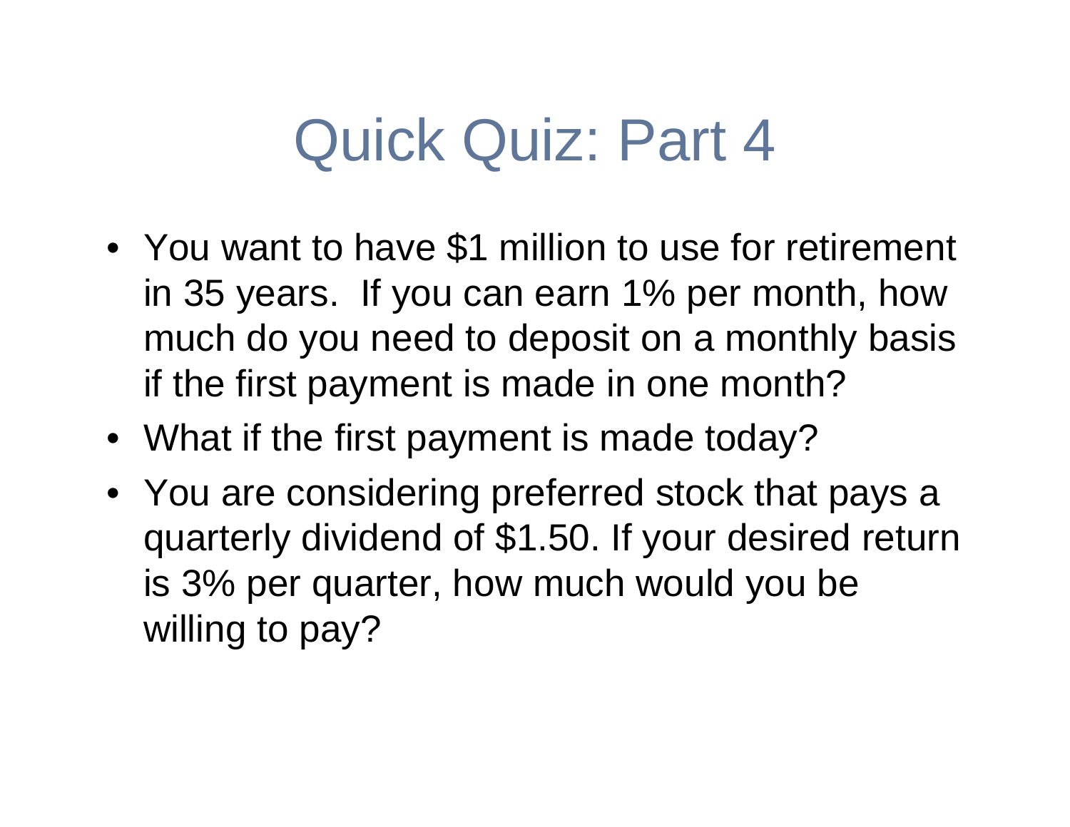# Quick Quiz: Part 4

- You want to have $1 million to use for retirement in 35 years. If you can earn 1% per month, how much do you need to deposit on a monthly basis if the first payment is made in one month?
- What if the first payment is made today?
- You are considering preferred stock that pays a quarterly dividend of $1.50. If your desired return is 3% per quarter, how much would you be willing to pay?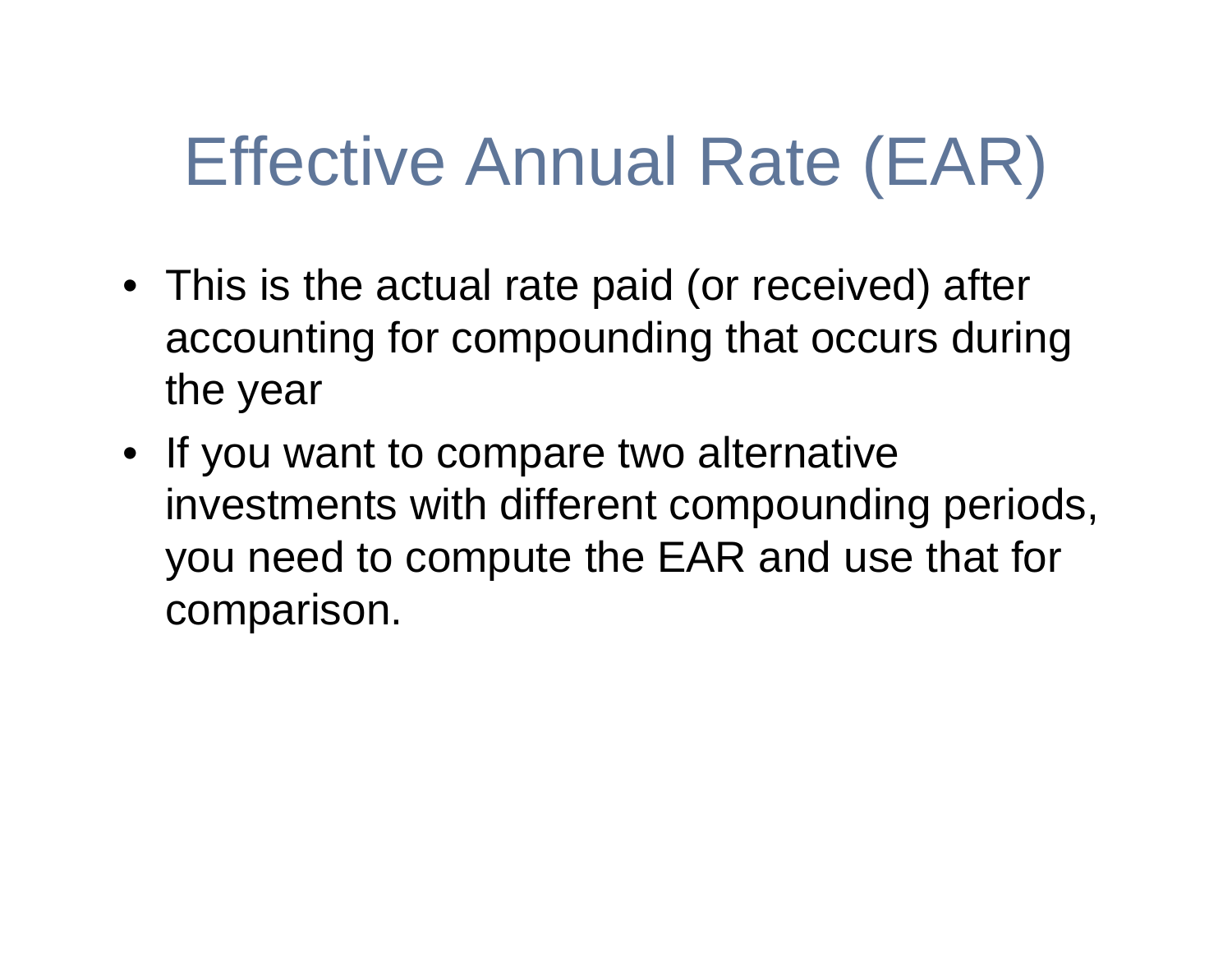# Effective Annual Rate (EAR)

- This is the actual rate paid (or received) after accounting for compounding that occurs during the year
- If you want to compare two alternative investments with different compounding periods, you need to compute the EAR and use that for comparison.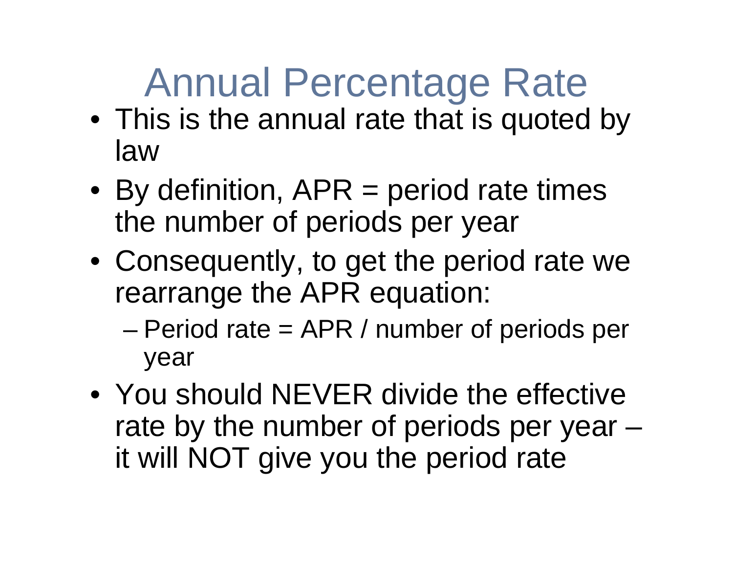# Annual Percentage Rate

- This is the annual rate that is quoted by law
- By definition, APR = period rate times the number of periods per year
- Consequently, to get the period rate we rearrange the APR equation:
  - Period rate = APR / number of periods per year
- You should NEVER divide the effective rate by the number of periods per year – it will NOT give you the period rate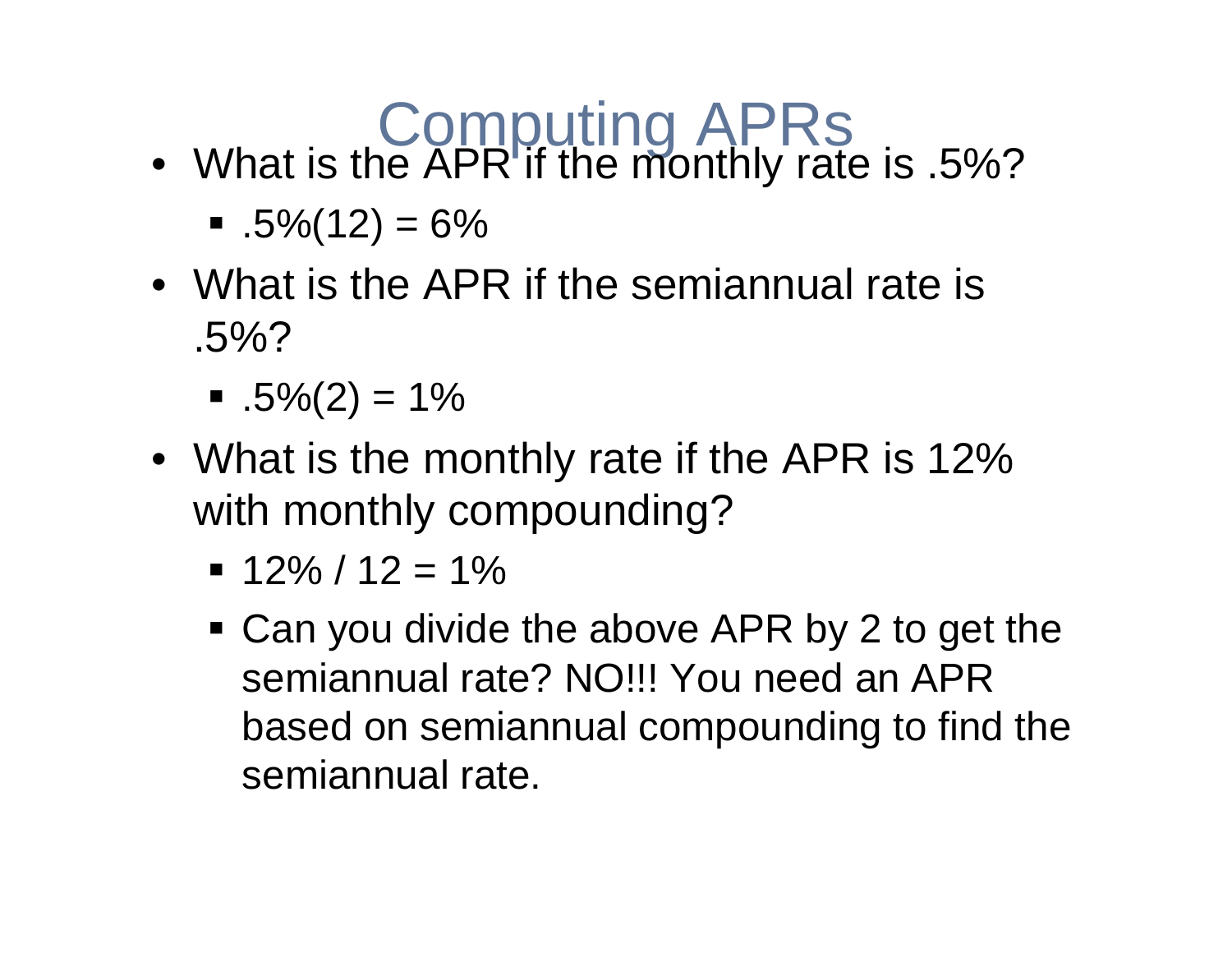# Computing APRs

- What is the APR if the monthly rate is .5%?
  - .5%(12) = 6%
- What is the APR if the semiannual rate is .5%?
  - .5%(2) = 1%
- What is the monthly rate if the APR is 12% with monthly compounding?
  - 12% / 12 = 1%
  - Can you divide the above APR by 2 to get the semiannual rate? NO!!! You need an APR based on semiannual compounding to find the semiannual rate.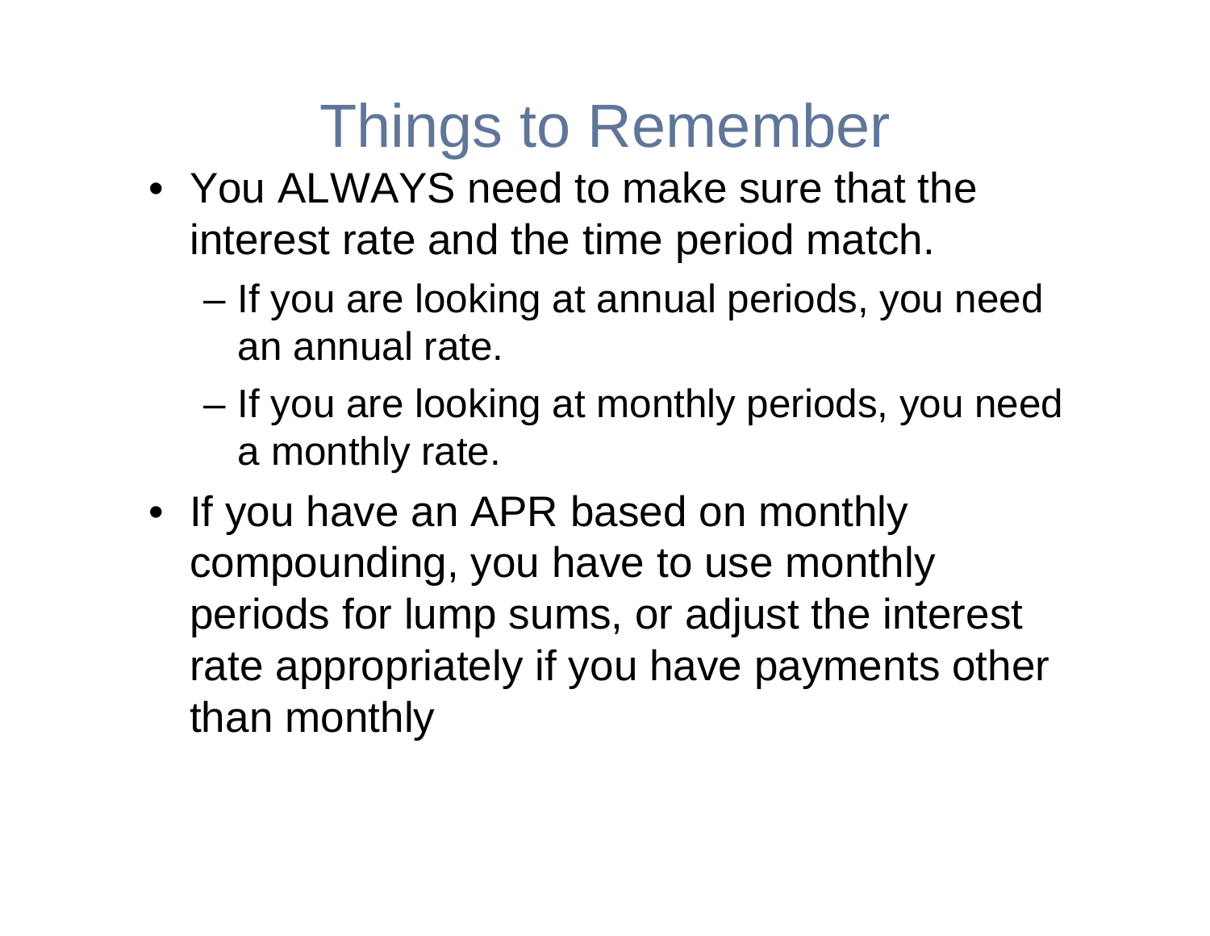# Things to Remember

- You ALWAYS need to make sure that the interest rate and the time period match.
  - If you are looking at annual periods, you need an annual rate.
  - If you are looking at monthly periods, you need a monthly rate.
- If you have an APR based on monthly compounding, you have to use monthly periods for lump sums, or adjust the interest rate appropriately if you have payments other than monthly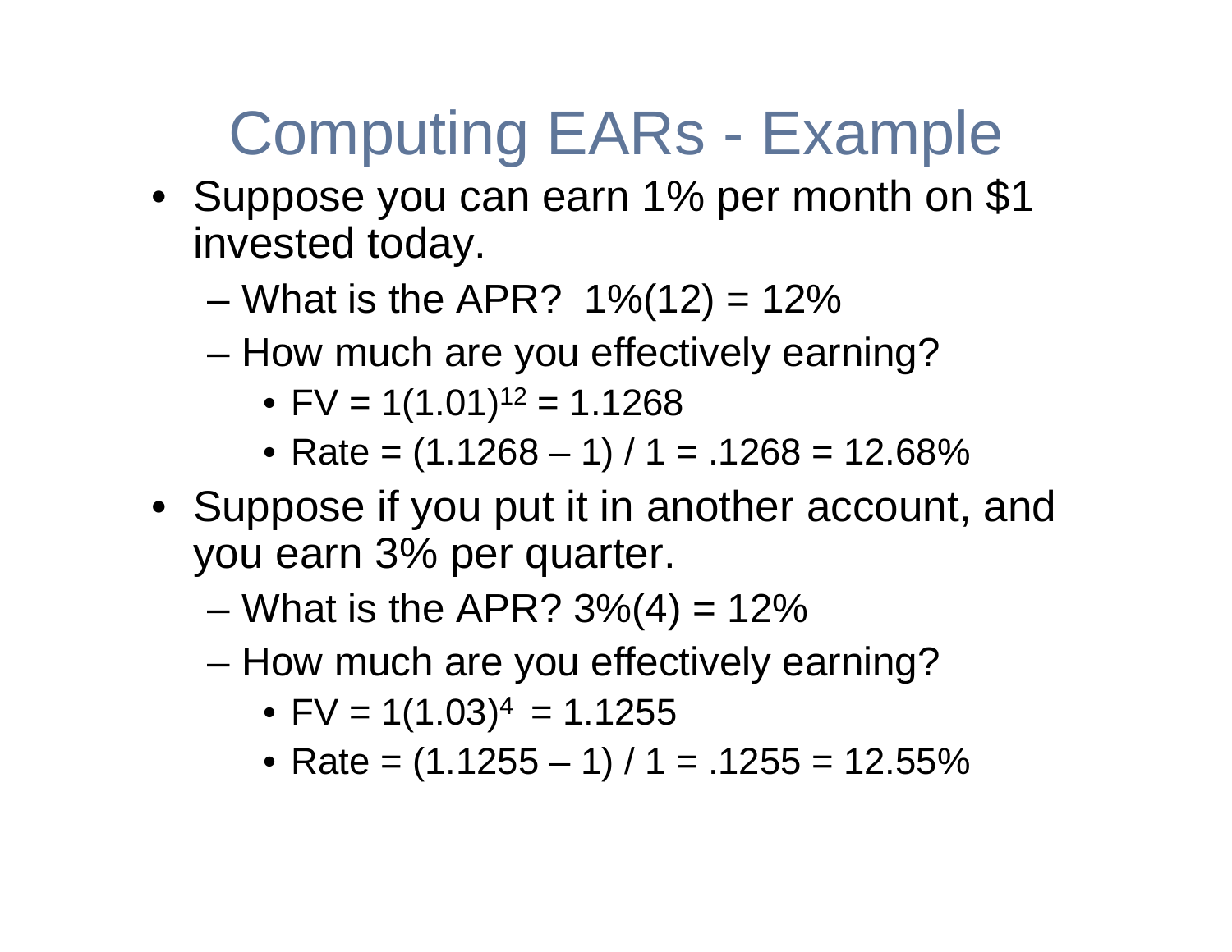# Computing EARs - Example

- Suppose you can earn 1% per month on $1 invested today.
  - What is the APR? 1%(12) = 12%
  - How much are you effectively earning?
    - FV = $1(1.01)^{12}$ = 1.1268
    - Rate = (1.1268 – 1) / 1 = .1268 = 12.68%
- Suppose if you put it in another account, and you earn 3% per quarter.
  - What is the APR? 3%(4) = 12%
  - How much are you effectively earning?
    - FV = $1(1.03)^{4}$ = 1.1255
    - Rate = (1.1255 – 1) / 1 = .1255 = 12.55%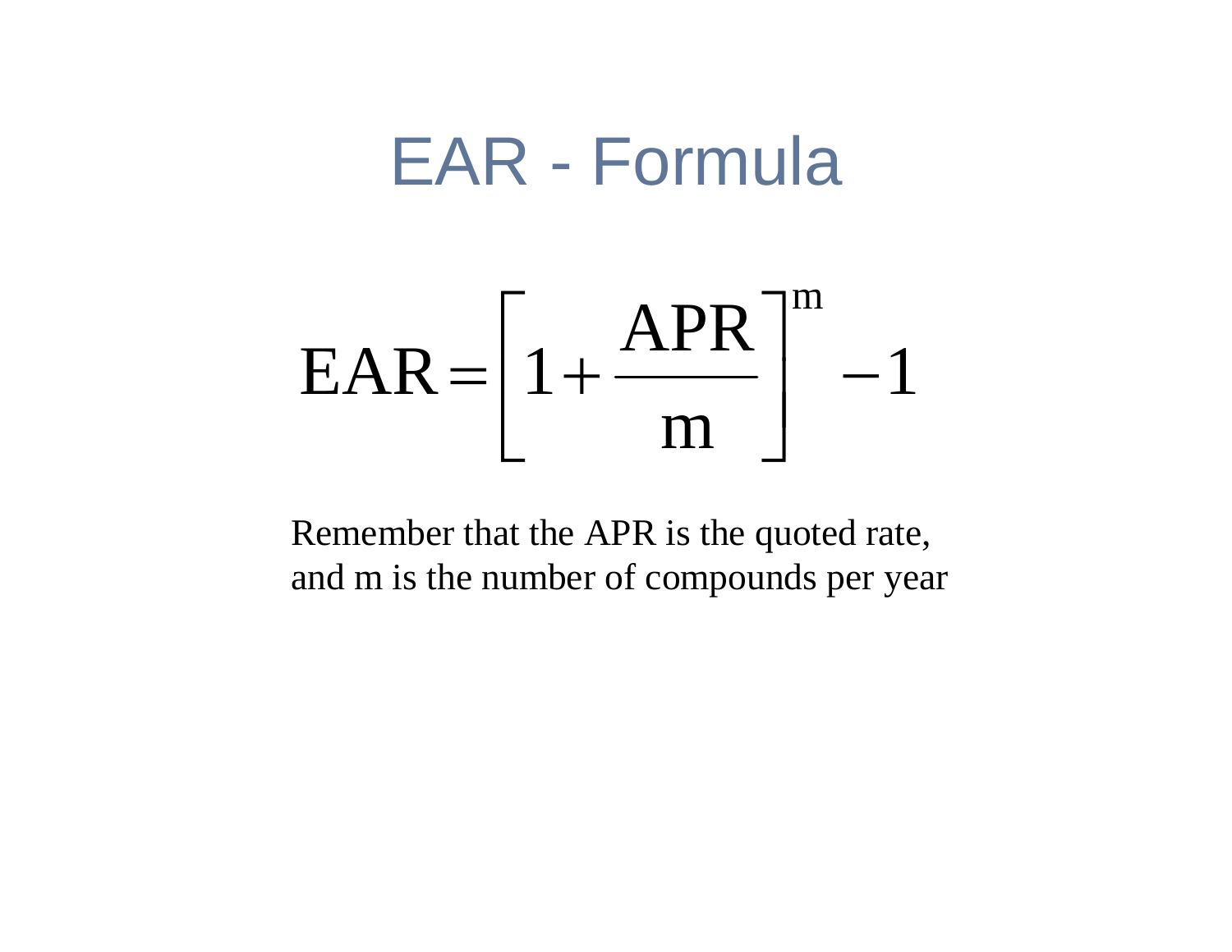# EAR - Formula

$$\text{EAR} = \left[1 + \frac{\text{APR}}{\text{m}}\right]^{\text{m}} - 1$$

Remember that the APR is the quoted rate, and m is the number of compounds per year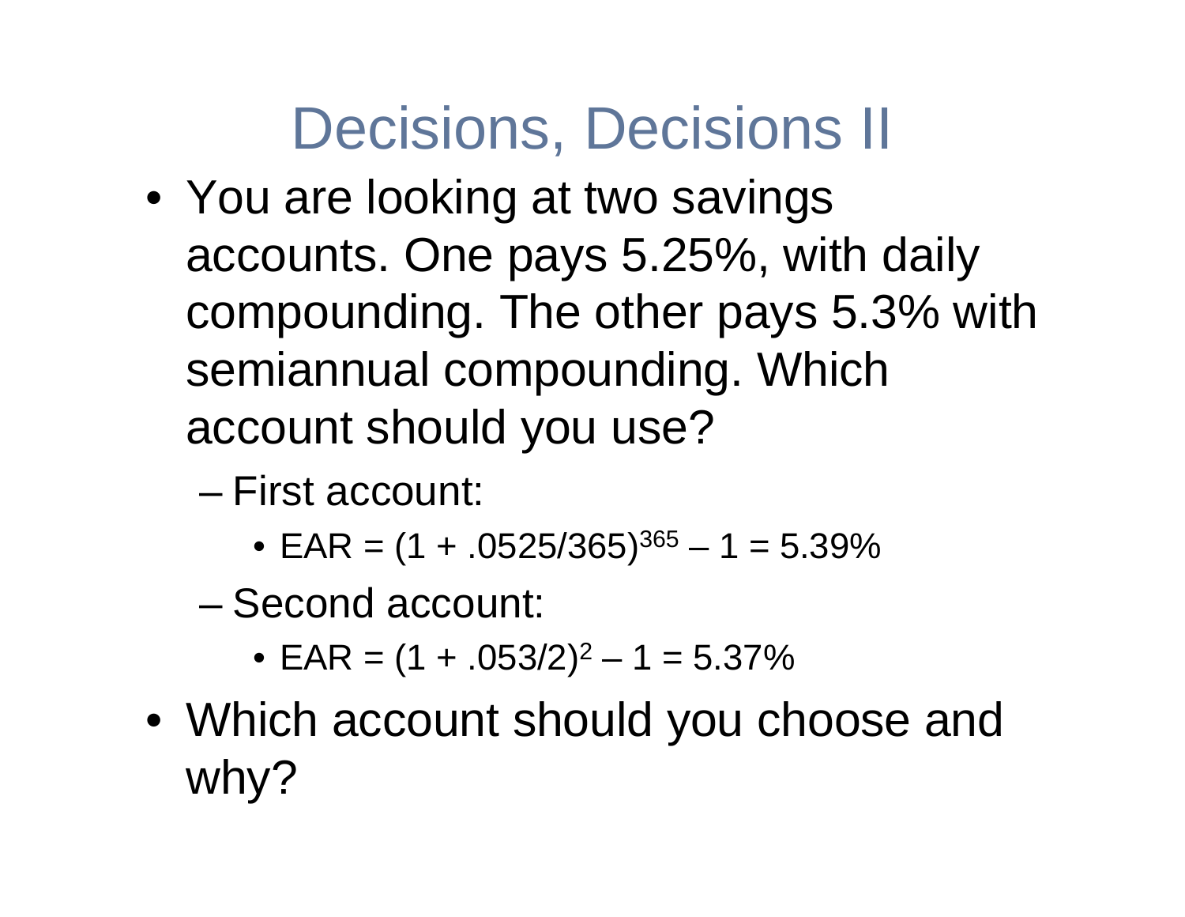# Decisions, Decisions II

- You are looking at two savings accounts. One pays 5.25%, with daily compounding. The other pays 5.3% with semiannual compounding. Which account should you use?
  - First account:
    - EAR = $(1 + .0525/365)^{365} - 1 = 5.39\%$
  - Second account:
    - EAR = $(1 + .053/2)^{2} - 1 = 5.37\%$
- Which account should you choose and why?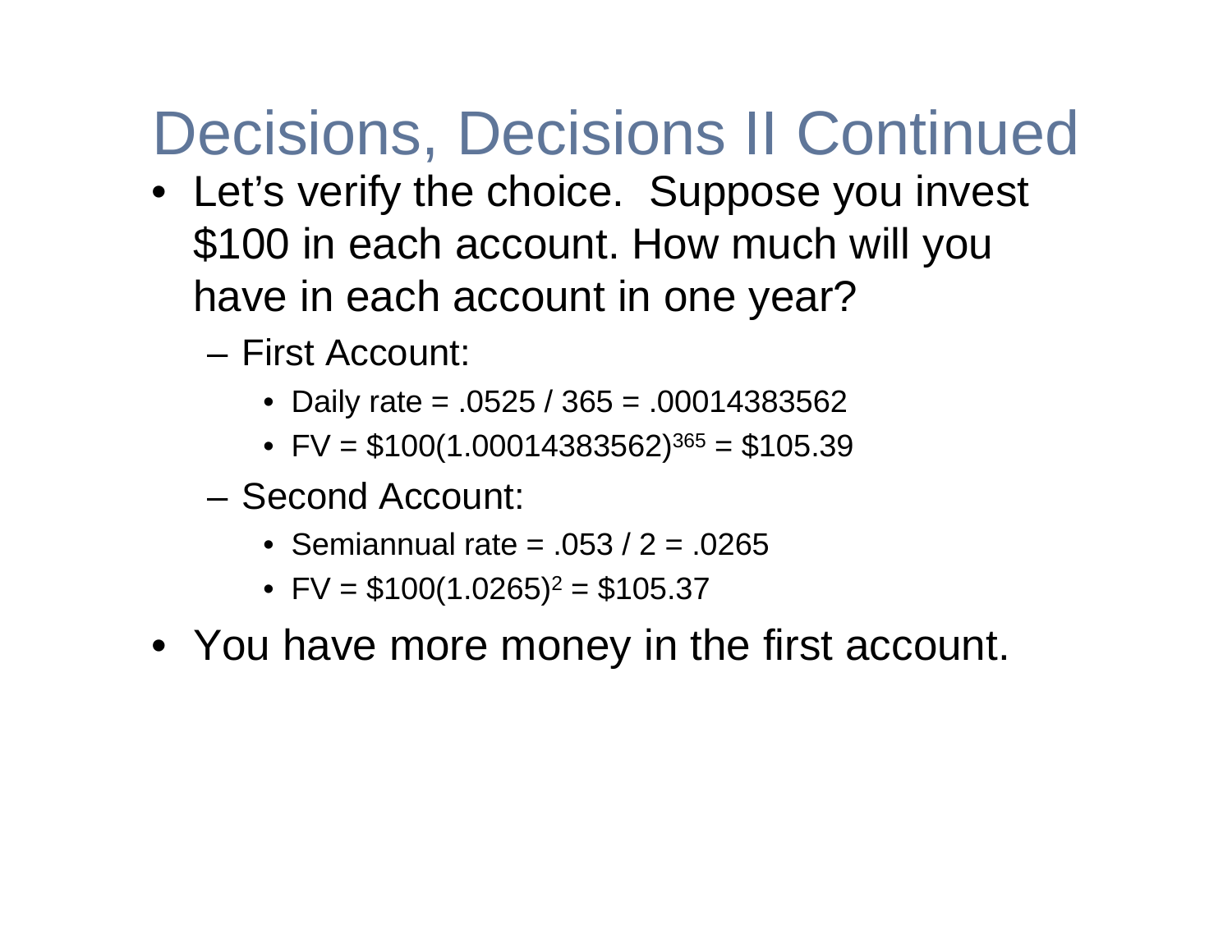# Decisions, Decisions II Continued

- Let's verify the choice. Suppose you invest \$100 in each account. How much will you have in each account in one year?
  - First Account:
    - Daily rate = .0525 / 365 = .00014383562
    - FV = \$100(1.00014383562)$^{365}$ = \$105.39
  - Second Account:
    - Semiannual rate = .053 / 2 = .0265
    - FV = \$100(1.0265)$^{2}$ = \$105.37
- You have more money in the first account.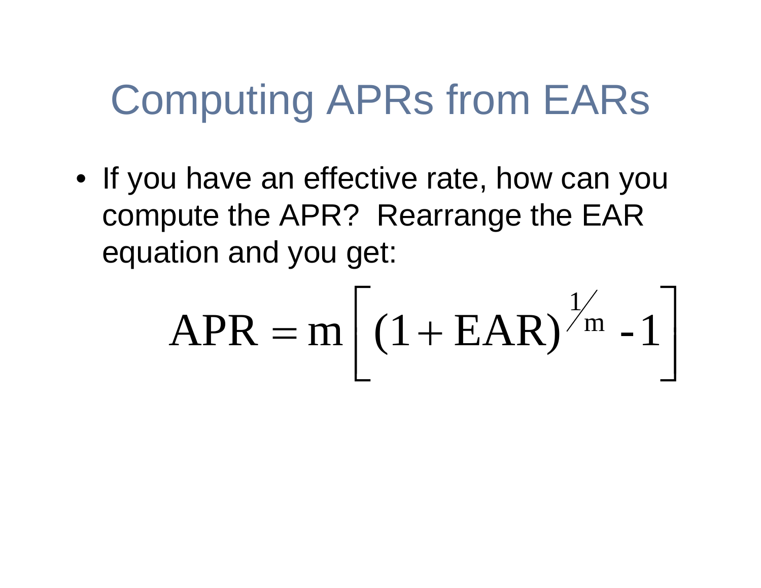# Computing APRs from EARs

- If you have an effective rate, how can you compute the APR? Rearrange the EAR equation and you get:

$$\text{APR} = m\left[(1 + \text{EAR})^{1/m} - 1\right]$$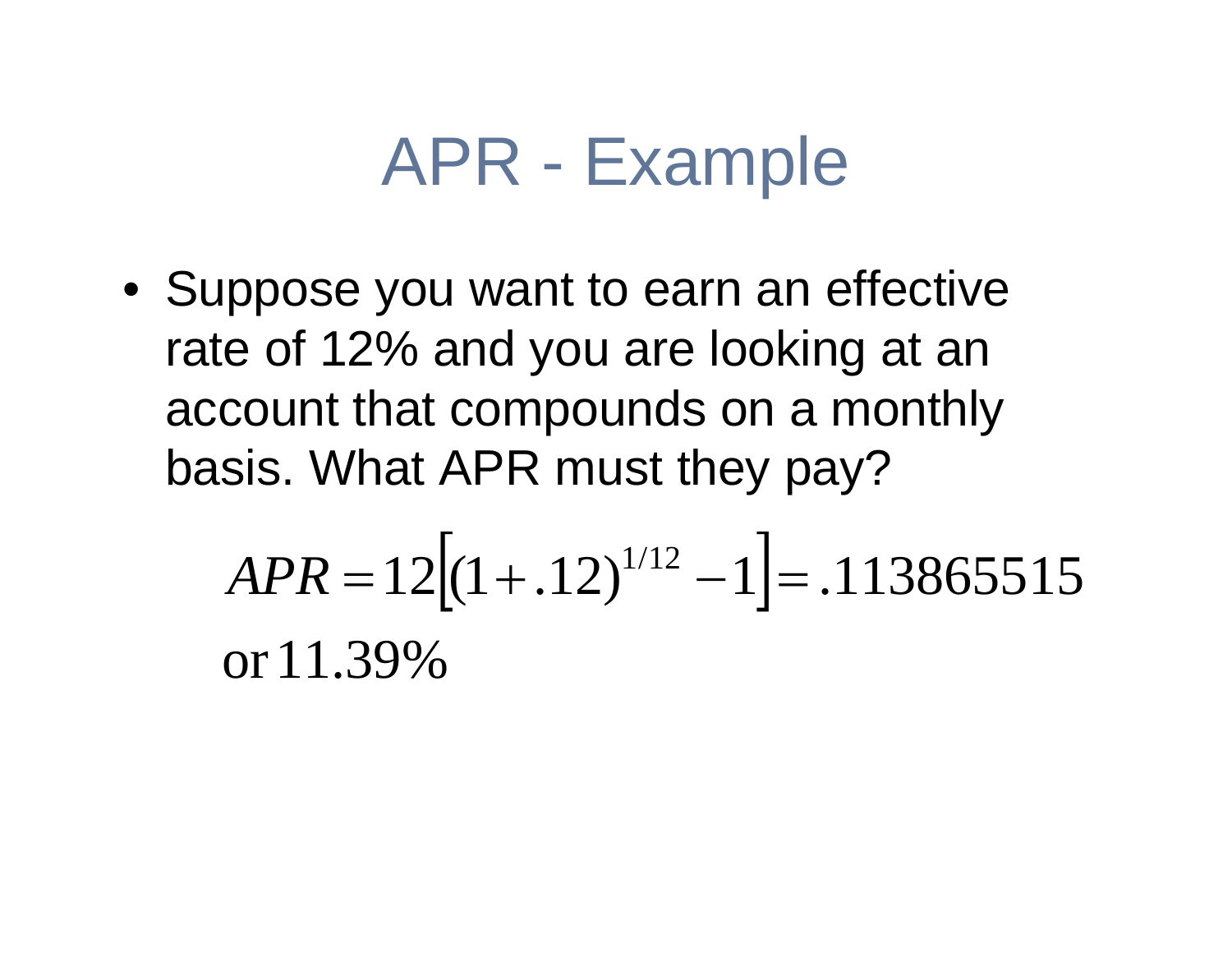# APR - Example

- Suppose you want to earn an effective rate of 12% and you are looking at an account that compounds on a monthly basis. What APR must they pay?

$$APR = 12\left[(1+.12)^{1/12} - 1\right] = .113865515$$

$$\text{or } 11.39\%$$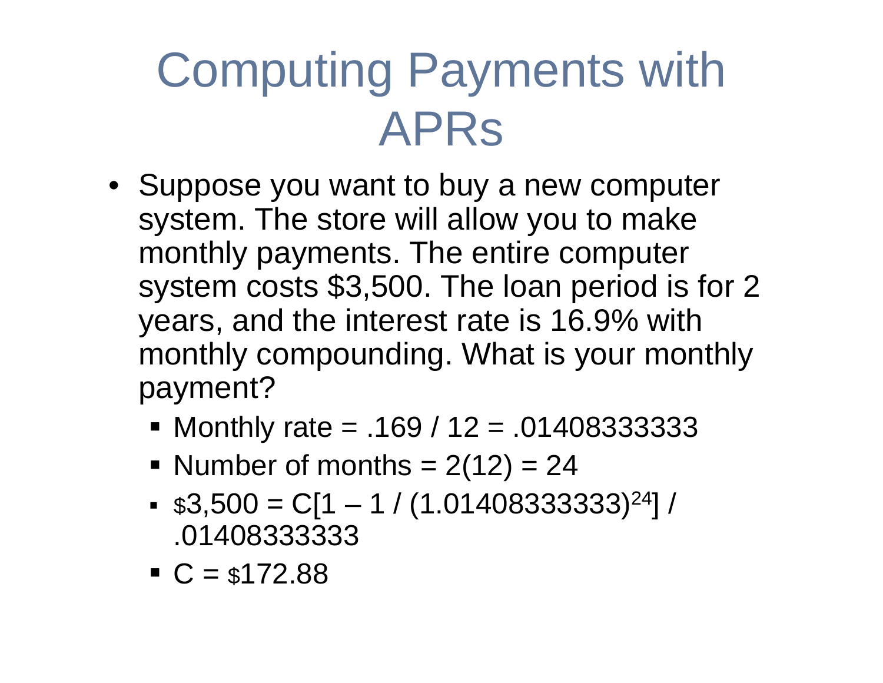# Computing Payments with APRs

- Suppose you want to buy a new computer system. The store will allow you to make monthly payments. The entire computer system costs \$3,500. The loan period is for 2 years, and the interest rate is 16.9% with monthly compounding. What is your monthly payment?
  - Monthly rate = .169 / 12 = .01408333333
  - Number of months = 2(12) = 24
  - $\$3{,}500 = C[1 - 1 / (1.01408333333)^{24}] / .01408333333$
  - C = \$172.88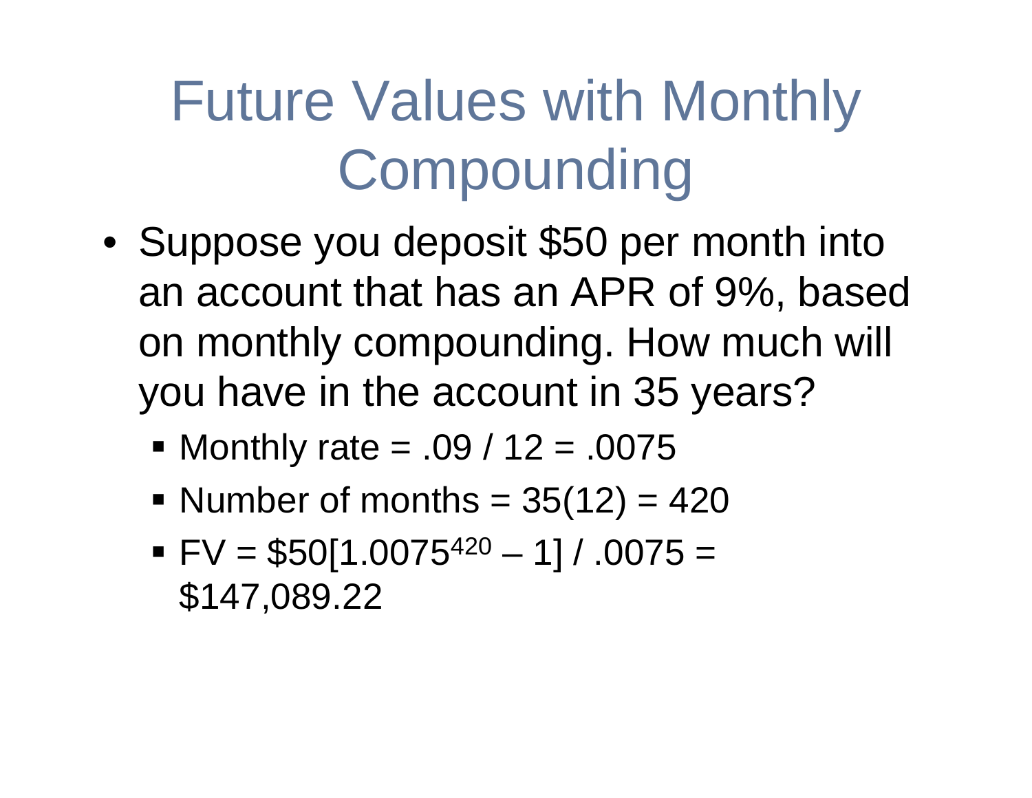# Future Values with Monthly Compounding

- Suppose you deposit \$50 per month into an account that has an APR of 9%, based on monthly compounding. How much will you have in the account in 35 years?
  - Monthly rate = .09 / 12 = .0075
  - Number of months = 35(12) = 420
  - FV = $\$50[1.0075^{420} - 1] / .0075$ = \$147,089.22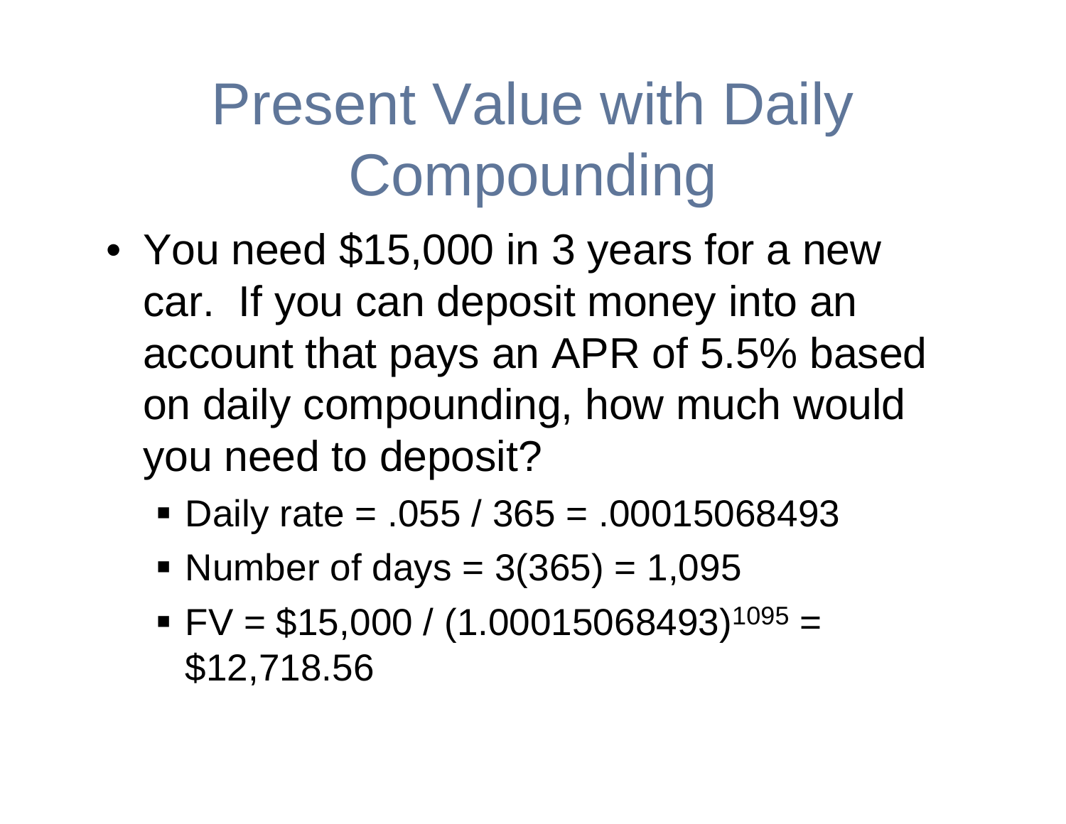# Present Value with Daily Compounding

- You need \$15,000 in 3 years for a new car. If you can deposit money into an account that pays an APR of 5.5% based on daily compounding, how much would you need to deposit?
  - Daily rate = .055 / 365 = .00015068493
  - Number of days = 3(365) = 1,095
  - FV = \$15,000 / $(1.00015068493)^{1095}$ = \$12,718.56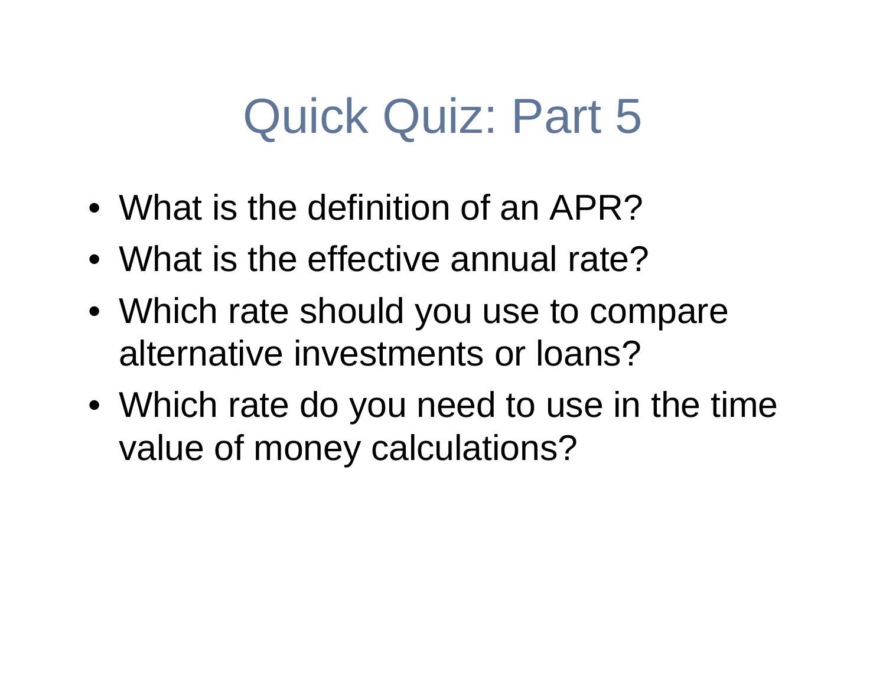# Quick Quiz: Part 5

- What is the definition of an APR?
- What is the effective annual rate?
- Which rate should you use to compare alternative investments or loans?
- Which rate do you need to use in the time value of money calculations?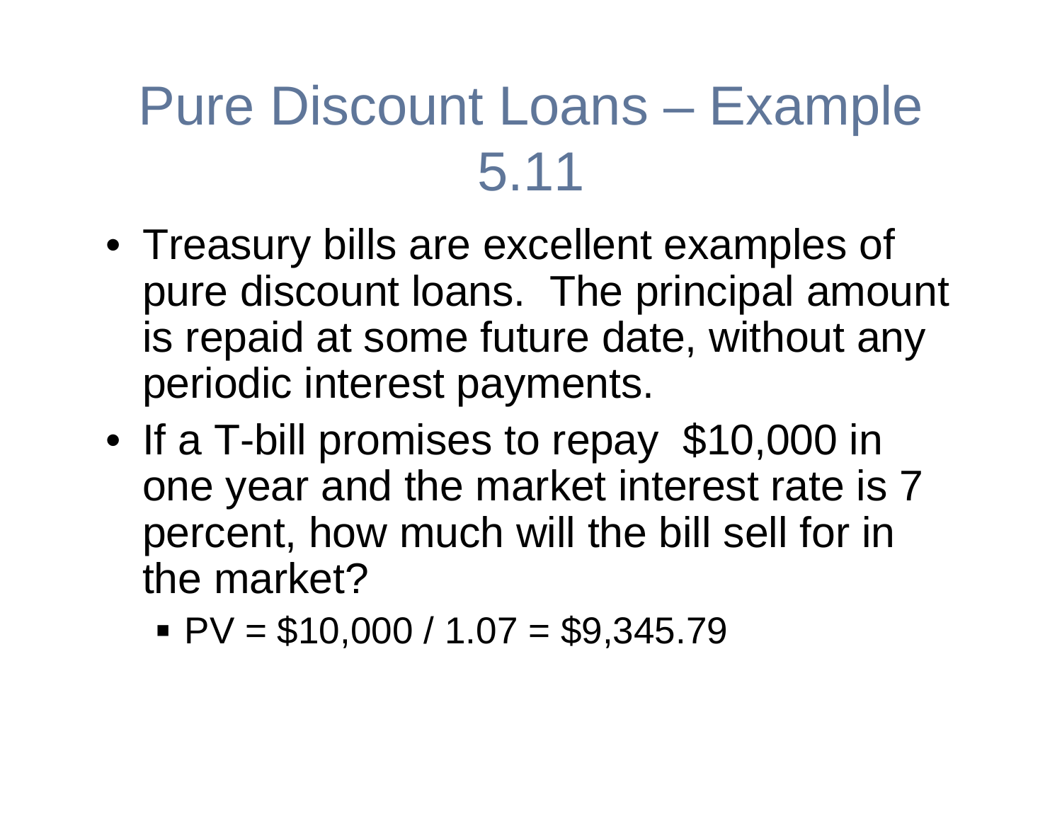# Pure Discount Loans – Example 5.11

- Treasury bills are excellent examples of pure discount loans. The principal amount is repaid at some future date, without any periodic interest payments.
- If a T-bill promises to repay $10,000 in one year and the market interest rate is 7 percent, how much will the bill sell for in the market?
  - PV = $10,000 / 1.07 = $9,345.79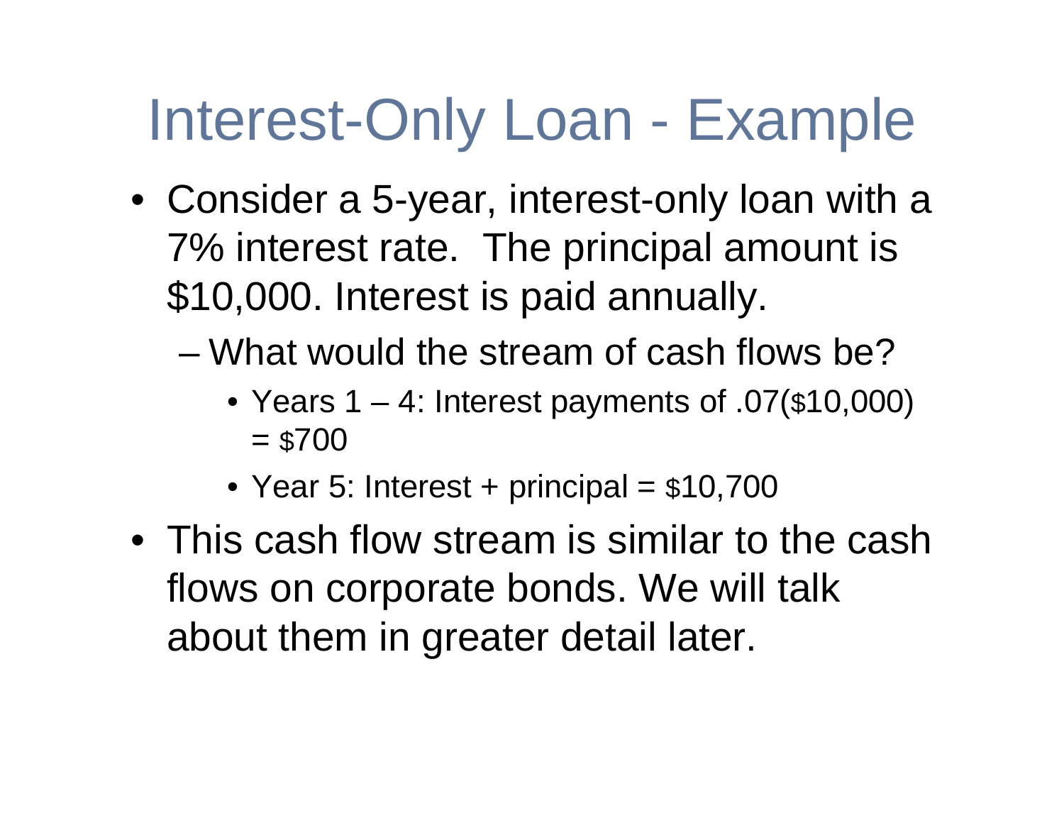# Interest-Only Loan - Example

- Consider a 5-year, interest-only loan with a 7% interest rate. The principal amount is $10,000. Interest is paid annually.
  - What would the stream of cash flows be?
    - Years 1 – 4: Interest payments of .07($10,000) = $700
    - Year 5: Interest + principal = $10,700
- This cash flow stream is similar to the cash flows on corporate bonds. We will talk about them in greater detail later.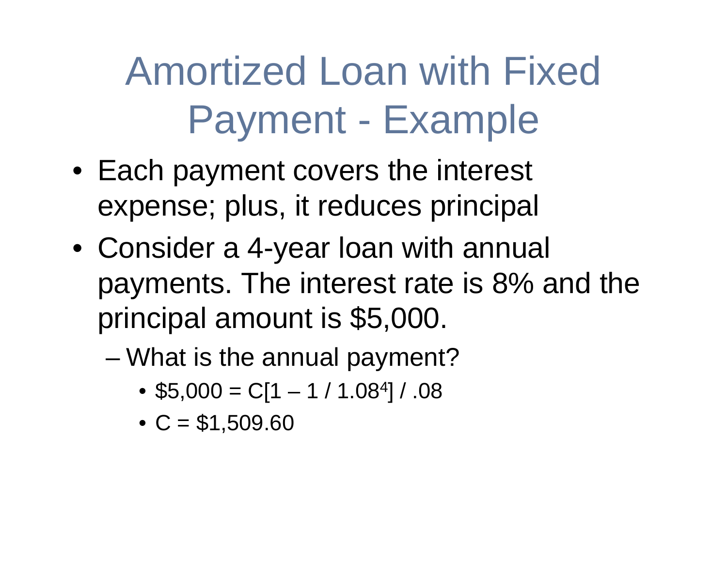# Amortized Loan with Fixed Payment - Example

- Each payment covers the interest expense; plus, it reduces principal
- Consider a 4-year loan with annual payments. The interest rate is 8% and the principal amount is $5,000.
  - What is the annual payment?
    - $\$5{,}000 = C[1 - 1 / 1.08^4] / .08$
    - $C = \$1{,}509.60$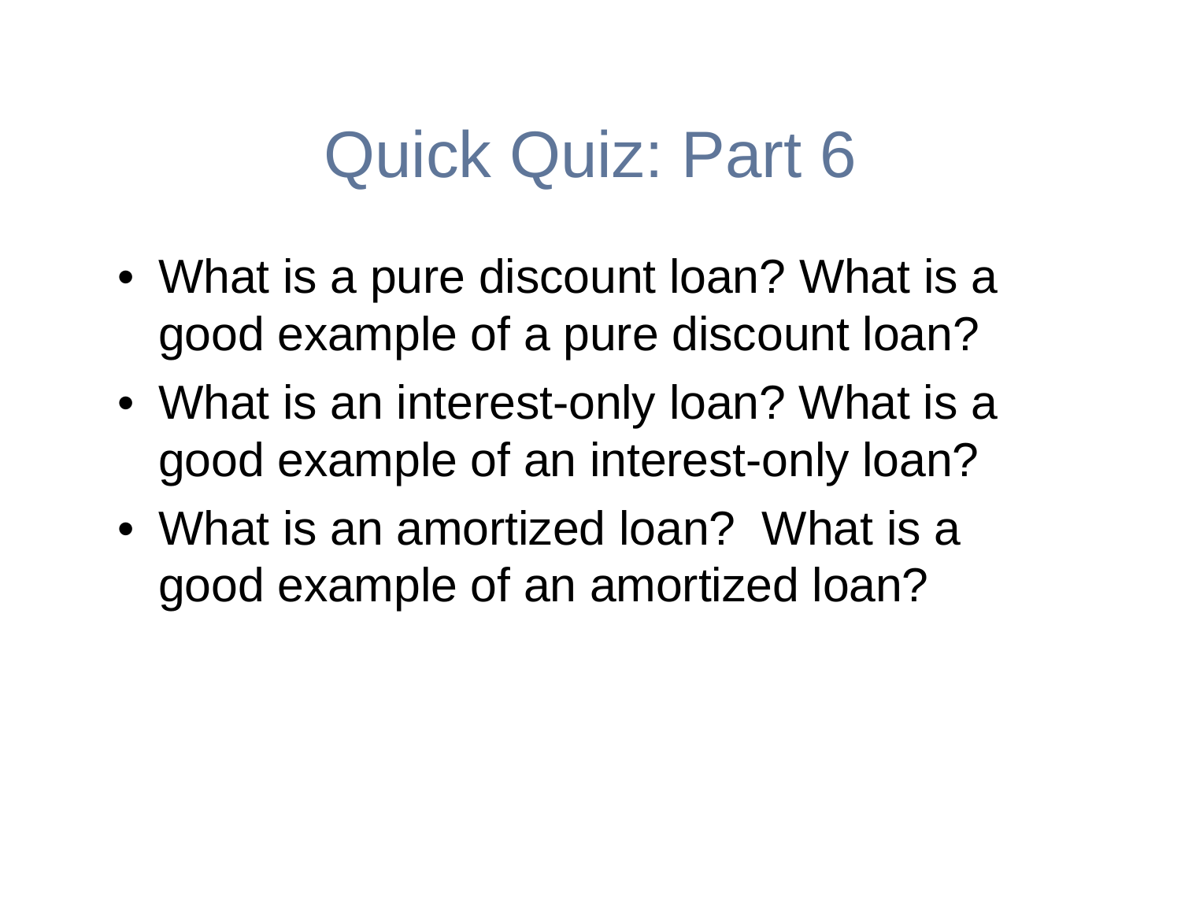# Quick Quiz: Part 6

- What is a pure discount loan? What is a good example of a pure discount loan?
- What is an interest-only loan? What is a good example of an interest-only loan?
- What is an amortized loan? What is a good example of an amortized loan?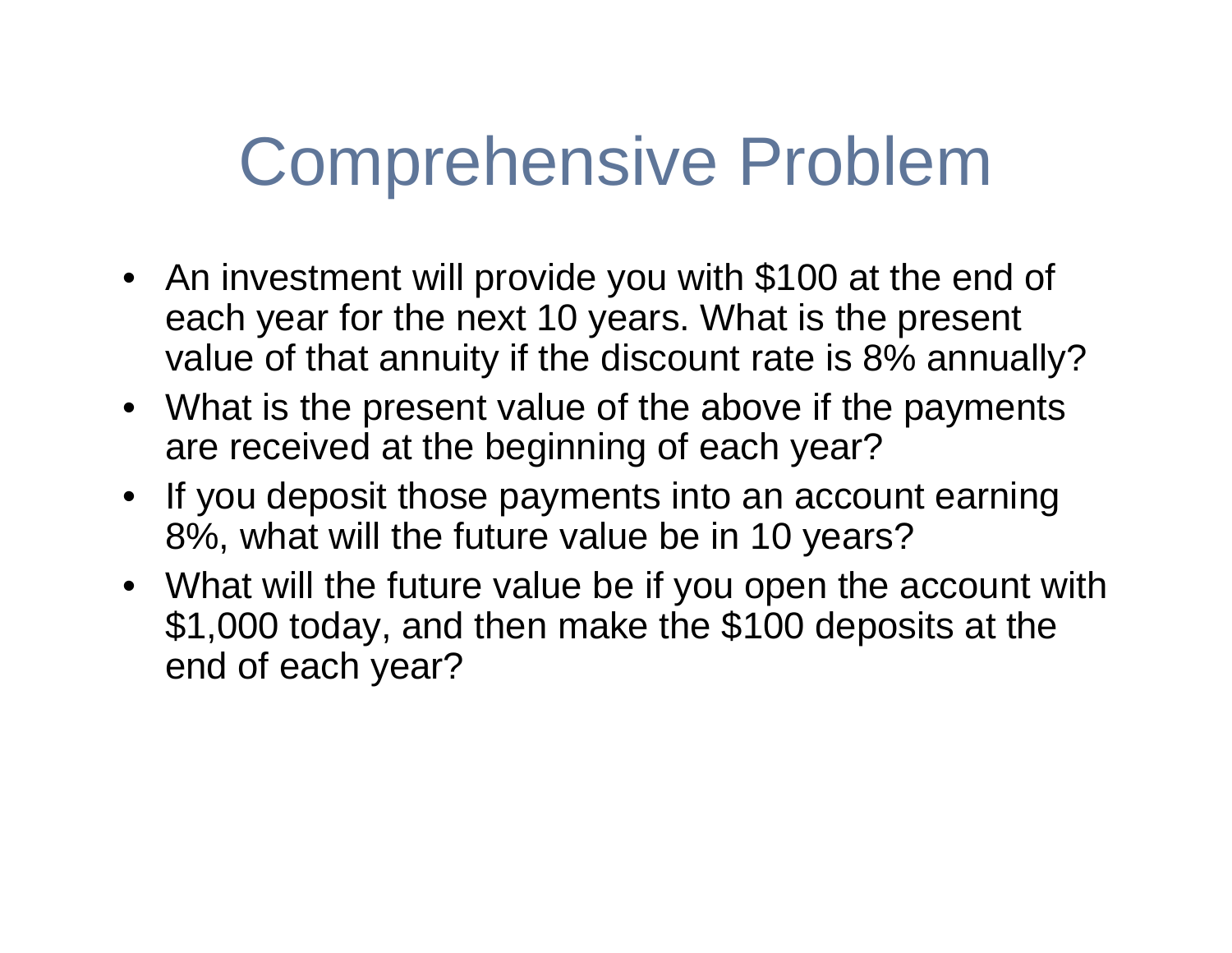# Comprehensive Problem

- An investment will provide you with $100 at the end of each year for the next 10 years. What is the present value of that annuity if the discount rate is 8% annually?
- What is the present value of the above if the payments are received at the beginning of each year?
- If you deposit those payments into an account earning 8%, what will the future value be in 10 years?
- What will the future value be if you open the account with $1,000 today, and then make the $100 deposits at the end of each year?